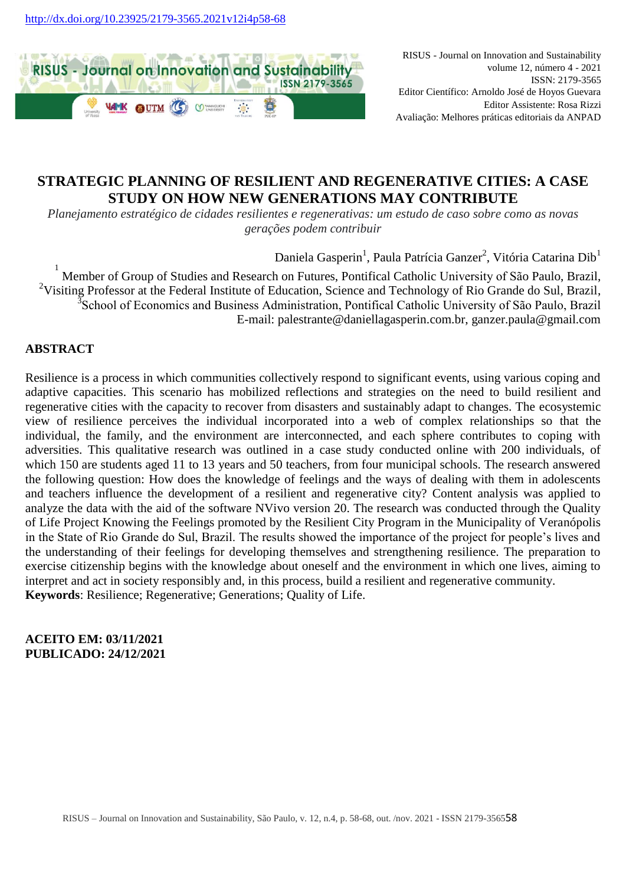http://dx.doi.org/10.23925/2179-3565.2021v12i4p58-68

RISUS - Journal on Innovation and Sustainability
volume 12, número 4 - 2021
ISSN: 2179-3565
Editor Científico: Arnoldo José de Hoyos Guevara
Editor Assistente: Rosa Rizzi
Avaliação: Melhores práticas editoriais da ANPAD

# STRATEGIC PLANNING OF RESILIENT AND REGENERATIVE CITIES: A CASE STUDY ON HOW NEW GENERATIONS MAY CONTRIBUTE

*Planejamento estratégico de cidades resilientes e regenerativas: um estudo de caso sobre como as novas gerações podem contribuir*

Daniela Gasperin[1], Paula Patrícia Ganzer[2], Vitória Catarina Dib[1]

[1] Member of Group of Studies and Research on Futures, Pontifical Catholic University of São Paulo, Brazil,
[2]Visiting Professor at the Federal Institute of Education, Science and Technology of Rio Grande do Sul, Brazil,
[3]School of Economics and Business Administration, Pontifical Catholic University of São Paulo, Brazil
E-mail: palestrante@daniellagasperin.com.br, ganzer.paula@gmail.com

## ABSTRACT

Resilience is a process in which communities collectively respond to significant events, using various coping and adaptive capacities. This scenario has mobilized reflections and strategies on the need to build resilient and regenerative cities with the capacity to recover from disasters and sustainably adapt to changes. The ecosystemic view of resilience perceives the individual incorporated into a web of complex relationships so that the individual, the family, and the environment are interconnected, and each sphere contributes to coping with adversities. This qualitative research was outlined in a case study conducted online with 200 individuals, of which 150 are students aged 11 to 13 years and 50 teachers, from four municipal schools. The research answered the following question: How does the knowledge of feelings and the ways of dealing with them in adolescents and teachers influence the development of a resilient and regenerative city? Content analysis was applied to analyze the data with the aid of the software NVivo version 20. The research was conducted through the Quality of Life Project Knowing the Feelings promoted by the Resilient City Program in the Municipality of Veranópolis in the State of Rio Grande do Sul, Brazil. The results showed the importance of the project for people's lives and the understanding of their feelings for developing themselves and strengthening resilience. The preparation to exercise citizenship begins with the knowledge about oneself and the environment in which one lives, aiming to interpret and act in society responsibly and, in this process, build a resilient and regenerative community.

**Keywords**: Resilience; Regenerative; Generations; Quality of Life.

**ACEITO EM: 03/11/2021**
**PUBLICADO: 24/12/2021**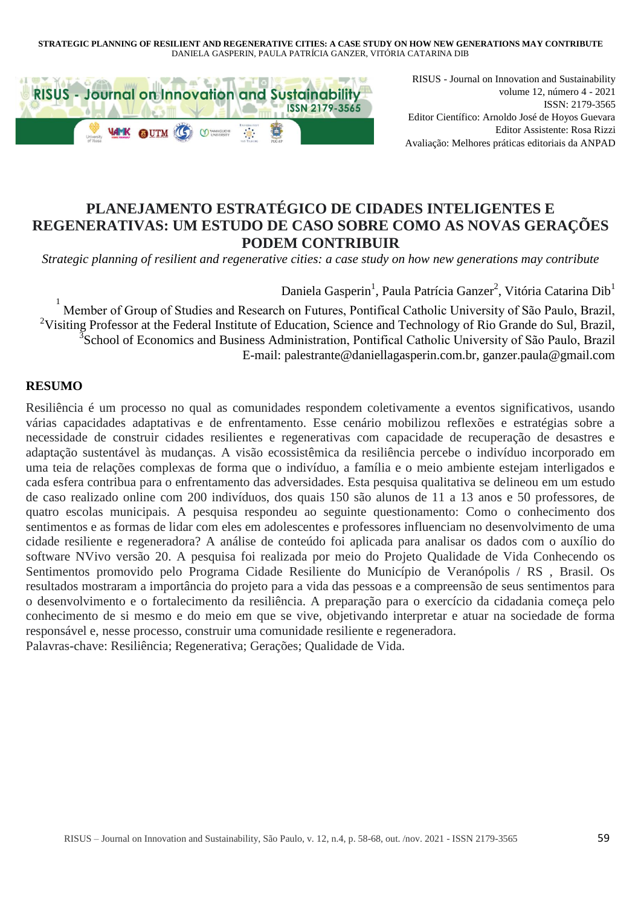# PLANEJAMENTO ESTRATÉGICO DE CIDADES INTELIGENTES E REGENERATIVAS: UM ESTUDO DE CASO SOBRE COMO AS NOVAS GERAÇÕES PODEM CONTRIBUIR

*Strategic planning of resilient and regenerative cities: a case study on how new generations may contribute*

Daniela Gasperin[1], Paula Patrícia Ganzer[2], Vitória Catarina Dib[1]

[1] Member of Group of Studies and Research on Futures, Pontifical Catholic University of São Paulo, Brazil,
[2]Visiting Professor at the Federal Institute of Education, Science and Technology of Rio Grande do Sul, Brazil,
[3]School of Economics and Business Administration, Pontifical Catholic University of São Paulo, Brazil
E-mail: palestrante@daniellagasperin.com.br, ganzer.paula@gmail.com

## RESUMO

Resiliência é um processo no qual as comunidades respondem coletivamente a eventos significativos, usando várias capacidades adaptativas e de enfrentamento. Esse cenário mobilizou reflexões e estratégias sobre a necessidade de construir cidades resilientes e regenerativas com capacidade de recuperação de desastres e adaptação sustentável às mudanças. A visão ecossistêmica da resiliência percebe o indivíduo incorporado em uma teia de relações complexas de forma que o indivíduo, a família e o meio ambiente estejam interligados e cada esfera contribua para o enfrentamento das adversidades. Esta pesquisa qualitativa se delineou em um estudo de caso realizado online com 200 indivíduos, dos quais 150 são alunos de 11 a 13 anos e 50 professores, de quatro escolas municipais. A pesquisa respondeu ao seguinte questionamento: Como o conhecimento dos sentimentos e as formas de lidar com eles em adolescentes e professores influenciam no desenvolvimento de uma cidade resiliente e regeneradora? A análise de conteúdo foi aplicada para analisar os dados com o auxílio do software NVivo versão 20. A pesquisa foi realizada por meio do Projeto Qualidade de Vida Conhecendo os Sentimentos promovido pelo Programa Cidade Resiliente do Município de Veranópolis / RS , Brasil. Os resultados mostraram a importância do projeto para a vida das pessoas e a compreensão de seus sentimentos para o desenvolvimento e o fortalecimento da resiliência. A preparação para o exercício da cidadania começa pelo conhecimento de si mesmo e do meio em que se vive, objetivando interpretar e atuar na sociedade de forma responsável e, nesse processo, construir uma comunidade resiliente e regeneradora.

Palavras-chave: Resiliência; Regenerativa; Gerações; Qualidade de Vida.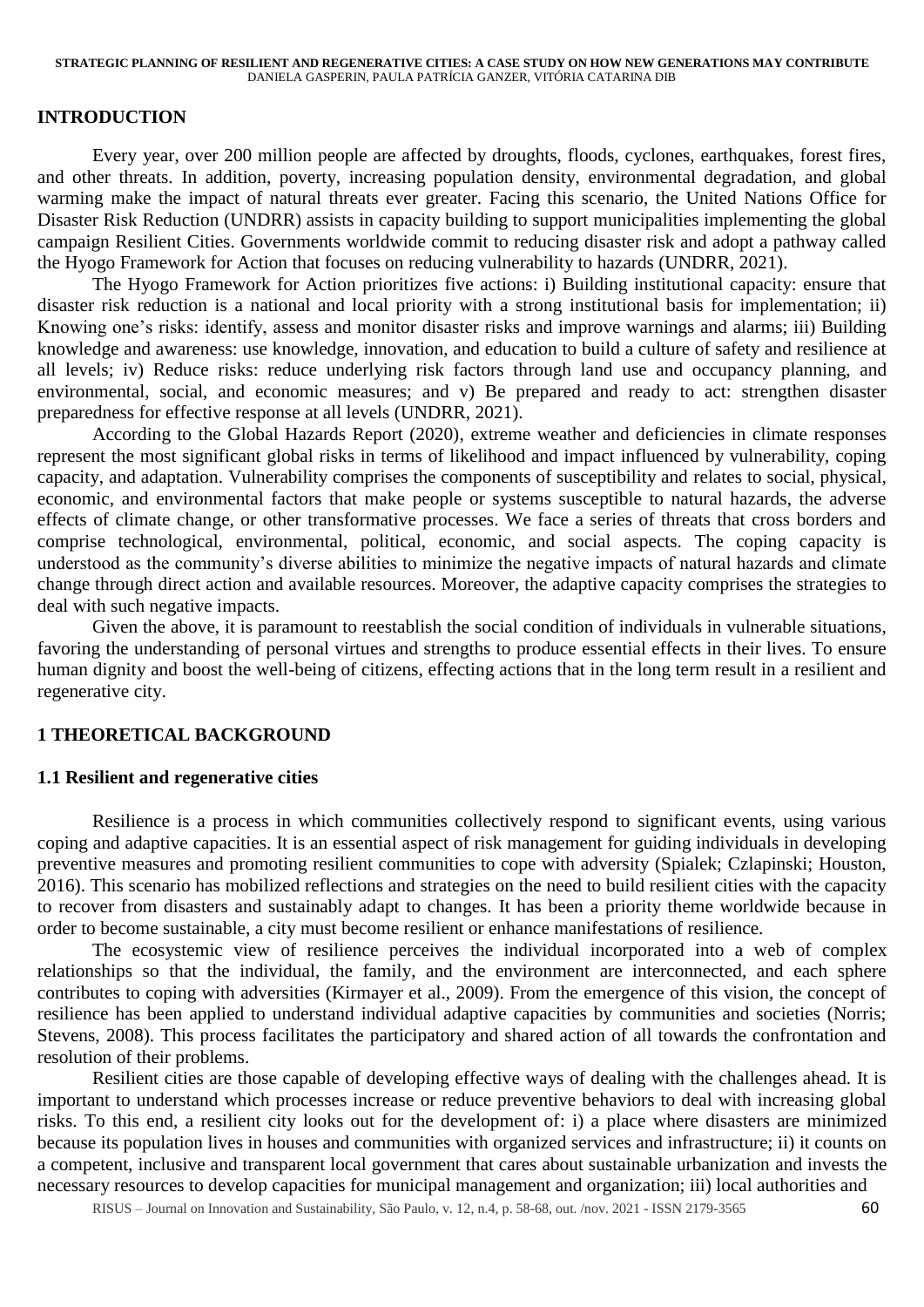## INTRODUCTION

Every year, over 200 million people are affected by droughts, floods, cyclones, earthquakes, forest fires, and other threats. In addition, poverty, increasing population density, environmental degradation, and global warming make the impact of natural threats ever greater. Facing this scenario, the United Nations Office for Disaster Risk Reduction (UNDRR) assists in capacity building to support municipalities implementing the global campaign Resilient Cities. Governments worldwide commit to reducing disaster risk and adopt a pathway called the Hyogo Framework for Action that focuses on reducing vulnerability to hazards (UNDRR, 2021).

The Hyogo Framework for Action prioritizes five actions: i) Building institutional capacity: ensure that disaster risk reduction is a national and local priority with a strong institutional basis for implementation; ii) Knowing one's risks: identify, assess and monitor disaster risks and improve warnings and alarms; iii) Building knowledge and awareness: use knowledge, innovation, and education to build a culture of safety and resilience at all levels; iv) Reduce risks: reduce underlying risk factors through land use and occupancy planning, and environmental, social, and economic measures; and v) Be prepared and ready to act: strengthen disaster preparedness for effective response at all levels (UNDRR, 2021).

According to the Global Hazards Report (2020), extreme weather and deficiencies in climate responses represent the most significant global risks in terms of likelihood and impact influenced by vulnerability, coping capacity, and adaptation. Vulnerability comprises the components of susceptibility and relates to social, physical, economic, and environmental factors that make people or systems susceptible to natural hazards, the adverse effects of climate change, or other transformative processes. We face a series of threats that cross borders and comprise technological, environmental, political, economic, and social aspects. The coping capacity is understood as the community's diverse abilities to minimize the negative impacts of natural hazards and climate change through direct action and available resources. Moreover, the adaptive capacity comprises the strategies to deal with such negative impacts.

Given the above, it is paramount to reestablish the social condition of individuals in vulnerable situations, favoring the understanding of personal virtues and strengths to produce essential effects in their lives. To ensure human dignity and boost the well-being of citizens, effecting actions that in the long term result in a resilient and regenerative city.

## 1 THEORETICAL BACKGROUND

### 1.1 Resilient and regenerative cities

Resilience is a process in which communities collectively respond to significant events, using various coping and adaptive capacities. It is an essential aspect of risk management for guiding individuals in developing preventive measures and promoting resilient communities to cope with adversity (Spialek; Czlapinski; Houston, 2016). This scenario has mobilized reflections and strategies on the need to build resilient cities with the capacity to recover from disasters and sustainably adapt to changes. It has been a priority theme worldwide because in order to become sustainable, a city must become resilient or enhance manifestations of resilience.

The ecosystemic view of resilience perceives the individual incorporated into a web of complex relationships so that the individual, the family, and the environment are interconnected, and each sphere contributes to coping with adversities (Kirmayer et al., 2009). From the emergence of this vision, the concept of resilience has been applied to understand individual adaptive capacities by communities and societies (Norris; Stevens, 2008). This process facilitates the participatory and shared action of all towards the confrontation and resolution of their problems.

Resilient cities are those capable of developing effective ways of dealing with the challenges ahead. It is important to understand which processes increase or reduce preventive behaviors to deal with increasing global risks. To this end, a resilient city looks out for the development of: i) a place where disasters are minimized because its population lives in houses and communities with organized services and infrastructure; ii) it counts on a competent, inclusive and transparent local government that cares about sustainable urbanization and invests the necessary resources to develop capacities for municipal management and organization; iii) local authorities and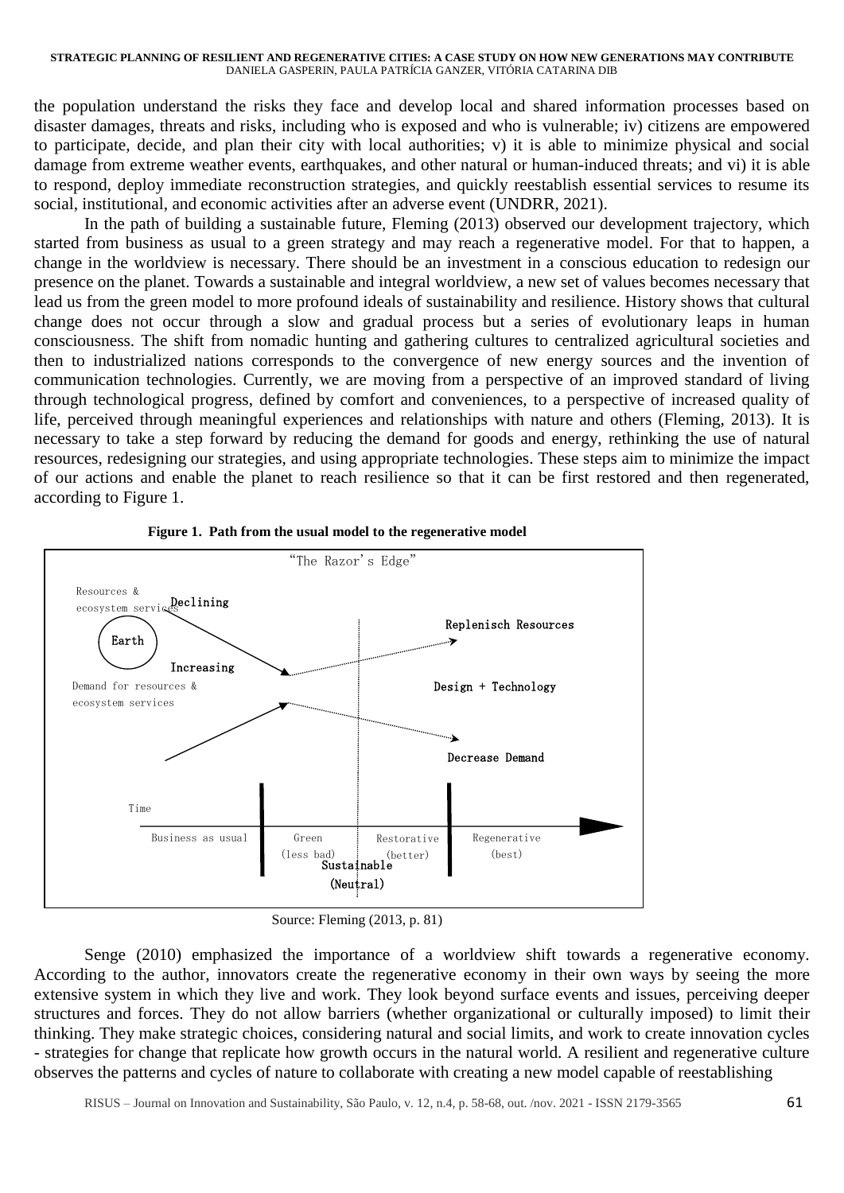the population understand the risks they face and develop local and shared information processes based on disaster damages, threats and risks, including who is exposed and who is vulnerable; iv) citizens are empowered to participate, decide, and plan their city with local authorities; v) it is able to minimize physical and social damage from extreme weather events, earthquakes, and other natural or human-induced threats; and vi) it is able to respond, deploy immediate reconstruction strategies, and quickly reestablish essential services to resume its social, institutional, and economic activities after an adverse event (UNDRR, 2021).

In the path of building a sustainable future, Fleming (2013) observed our development trajectory, which started from business as usual to a green strategy and may reach a regenerative model. For that to happen, a change in the worldview is necessary. There should be an investment in a conscious education to redesign our presence on the planet. Towards a sustainable and integral worldview, a new set of values becomes necessary that lead us from the green model to more profound ideals of sustainability and resilience. History shows that cultural change does not occur through a slow and gradual process but a series of evolutionary leaps in human consciousness. The shift from nomadic hunting and gathering cultures to centralized agricultural societies and then to industrialized nations corresponds to the convergence of new energy sources and the invention of communication technologies. Currently, we are moving from a perspective of an improved standard of living through technological progress, defined by comfort and conveniences, to a perspective of increased quality of life, perceived through meaningful experiences and relationships with nature and others (Fleming, 2013). It is necessary to take a step forward by reducing the demand for goods and energy, rethinking the use of natural resources, redesigning our strategies, and using appropriate technologies. These steps aim to minimize the impact of our actions and enable the planet to reach resilience so that it can be first restored and then regenerated, according to Figure 1.

**Figure 1. Path from the usual model to the regenerative model**

"The Razor's Edge"

Resources & ecosystem services — Declining

Earth

Increasing — Demand for resources & ecosystem services

Replenisch Resources

Design + Technology

Decrease Demand

Time

Business as usual | Green (less bad) | Sustainable (Neutral) | Restorative (better) | Regenerative (best)

Source: Fleming (2013, p. 81)

Senge (2010) emphasized the importance of a worldview shift towards a regenerative economy. According to the author, innovators create the regenerative economy in their own ways by seeing the more extensive system in which they live and work. They look beyond surface events and issues, perceiving deeper structures and forces. They do not allow barriers (whether organizational or culturally imposed) to limit their thinking. They make strategic choices, considering natural and social limits, and work to create innovation cycles - strategies for change that replicate how growth occurs in the natural world. A resilient and regenerative culture observes the patterns and cycles of nature to collaborate with creating a new model capable of reestablishing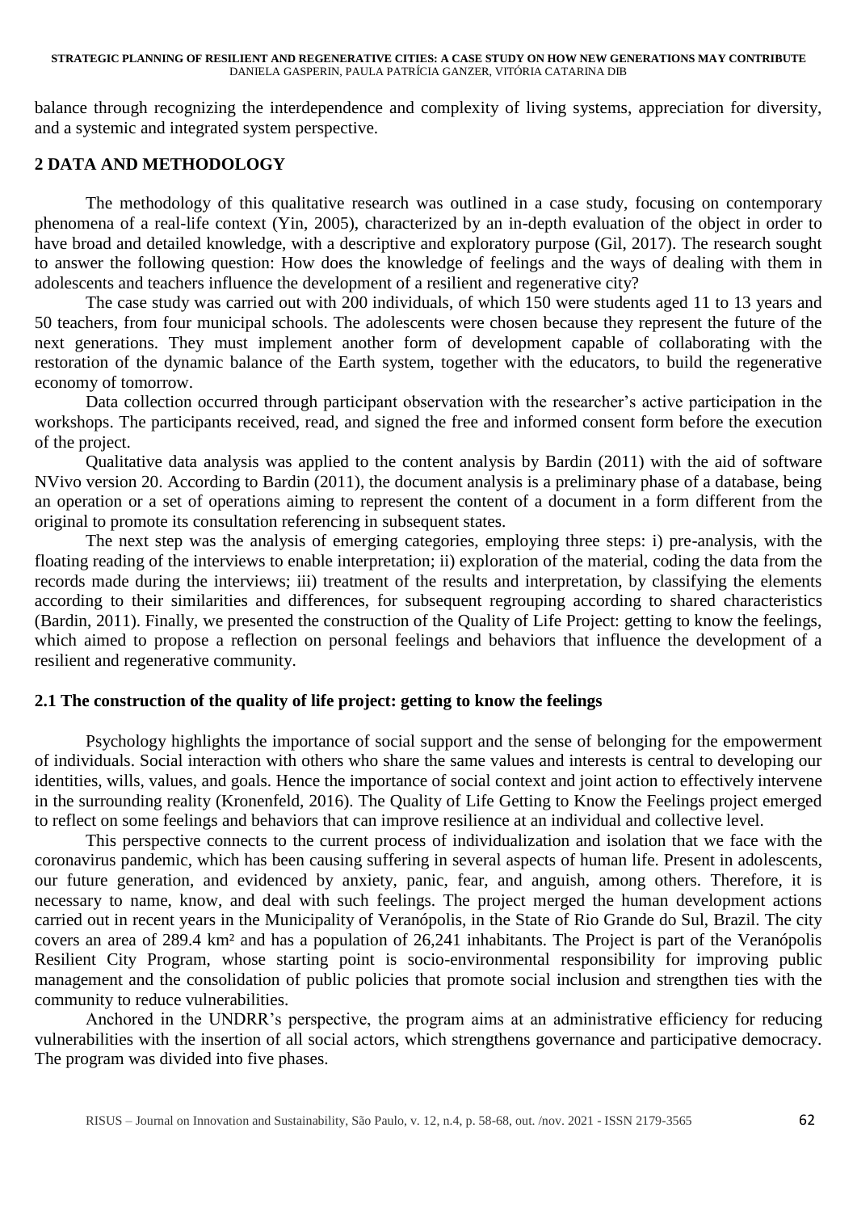balance through recognizing the interdependence and complexity of living systems, appreciation for diversity, and a systemic and integrated system perspective.

## 2 DATA AND METHODOLOGY

The methodology of this qualitative research was outlined in a case study, focusing on contemporary phenomena of a real-life context (Yin, 2005), characterized by an in-depth evaluation of the object in order to have broad and detailed knowledge, with a descriptive and exploratory purpose (Gil, 2017). The research sought to answer the following question: How does the knowledge of feelings and the ways of dealing with them in adolescents and teachers influence the development of a resilient and regenerative city?

The case study was carried out with 200 individuals, of which 150 were students aged 11 to 13 years and 50 teachers, from four municipal schools. The adolescents were chosen because they represent the future of the next generations. They must implement another form of development capable of collaborating with the restoration of the dynamic balance of the Earth system, together with the educators, to build the regenerative economy of tomorrow.

Data collection occurred through participant observation with the researcher's active participation in the workshops. The participants received, read, and signed the free and informed consent form before the execution of the project.

Qualitative data analysis was applied to the content analysis by Bardin (2011) with the aid of software NVivo version 20. According to Bardin (2011), the document analysis is a preliminary phase of a database, being an operation or a set of operations aiming to represent the content of a document in a form different from the original to promote its consultation referencing in subsequent states.

The next step was the analysis of emerging categories, employing three steps: i) pre-analysis, with the floating reading of the interviews to enable interpretation; ii) exploration of the material, coding the data from the records made during the interviews; iii) treatment of the results and interpretation, by classifying the elements according to their similarities and differences, for subsequent regrouping according to shared characteristics (Bardin, 2011). Finally, we presented the construction of the Quality of Life Project: getting to know the feelings, which aimed to propose a reflection on personal feelings and behaviors that influence the development of a resilient and regenerative community.

### 2.1 The construction of the quality of life project: getting to know the feelings

Psychology highlights the importance of social support and the sense of belonging for the empowerment of individuals. Social interaction with others who share the same values and interests is central to developing our identities, wills, values, and goals. Hence the importance of social context and joint action to effectively intervene in the surrounding reality (Kronenfeld, 2016). The Quality of Life Getting to Know the Feelings project emerged to reflect on some feelings and behaviors that can improve resilience at an individual and collective level.

This perspective connects to the current process of individualization and isolation that we face with the coronavirus pandemic, which has been causing suffering in several aspects of human life. Present in adolescents, our future generation, and evidenced by anxiety, panic, fear, and anguish, among others. Therefore, it is necessary to name, know, and deal with such feelings. The project merged the human development actions carried out in recent years in the Municipality of Veranópolis, in the State of Rio Grande do Sul, Brazil. The city covers an area of 289.4 km² and has a population of 26,241 inhabitants. The Project is part of the Veranópolis Resilient City Program, whose starting point is socio-environmental responsibility for improving public management and the consolidation of public policies that promote social inclusion and strengthen ties with the community to reduce vulnerabilities.

Anchored in the UNDRR's perspective, the program aims at an administrative efficiency for reducing vulnerabilities with the insertion of all social actors, which strengthens governance and participative democracy. The program was divided into five phases.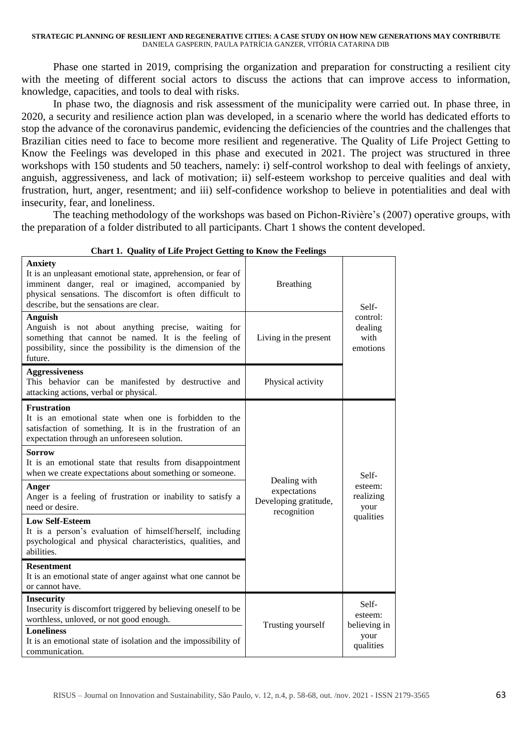Phase one started in 2019, comprising the organization and preparation for constructing a resilient city with the meeting of different social actors to discuss the actions that can improve access to information, knowledge, capacities, and tools to deal with risks.

In phase two, the diagnosis and risk assessment of the municipality were carried out. In phase three, in 2020, a security and resilience action plan was developed, in a scenario where the world has dedicated efforts to stop the advance of the coronavirus pandemic, evidencing the deficiencies of the countries and the challenges that Brazilian cities need to face to become more resilient and regenerative. The Quality of Life Project Getting to Know the Feelings was developed in this phase and executed in 2021. The project was structured in three workshops with 150 students and 50 teachers, namely: i) self-control workshop to deal with feelings of anxiety, anguish, aggressiveness, and lack of motivation; ii) self-esteem workshop to perceive qualities and deal with frustration, hurt, anger, resentment; and iii) self-confidence workshop to believe in potentialities and deal with insecurity, fear, and loneliness.

The teaching methodology of the workshops was based on Pichon-Rivière's (2007) operative groups, with the preparation of a folder distributed to all participants. Chart 1 shows the content developed.

**Chart 1. Quality of Life Project Getting to Know the Feelings**

| Feeling | Strategy | Workshop |
|---|---|---|
| **Anxiety**<br>It is an unpleasant emotional state, apprehension, or fear of imminent danger, real or imagined, accompanied by physical sensations. The discomfort is often difficult to describe, but the sensations are clear. | Breathing | Self-control: dealing with emotions |
| **Anguish**<br>Anguish is not about anything precise, waiting for something that cannot be named. It is the feeling of possibility, since the possibility is the dimension of the future. | Living in the present | |
| **Aggressiveness**<br>This behavior can be manifested by destructive and attacking actions, verbal or physical. | Physical activity | |
| **Frustration**<br>It is an emotional state when one is forbidden to the satisfaction of something. It is in the frustration of an expectation through an unforeseen solution. | Dealing with expectations Developing gratitude, recognition | Self-esteem: realizing your qualities |
| **Sorrow**<br>It is an emotional state that results from disappointment when we create expectations about something or someone. | | |
| **Anger**<br>Anger is a feeling of frustration or inability to satisfy a need or desire. | | |
| **Low Self-Esteem**<br>It is a person's evaluation of himself/herself, including psychological and physical characteristics, qualities, and abilities. | | |
| **Resentment**<br>It is an emotional state of anger against what one cannot be or cannot have. | | |
| **Insecurity**<br>Insecurity is discomfort triggered by believing oneself to be worthless, unloved, or not good enough. | Trusting yourself | Self-esteem: believing in your qualities |
| **Loneliness**<br>It is an emotional state of isolation and the impossibility of communication. | | |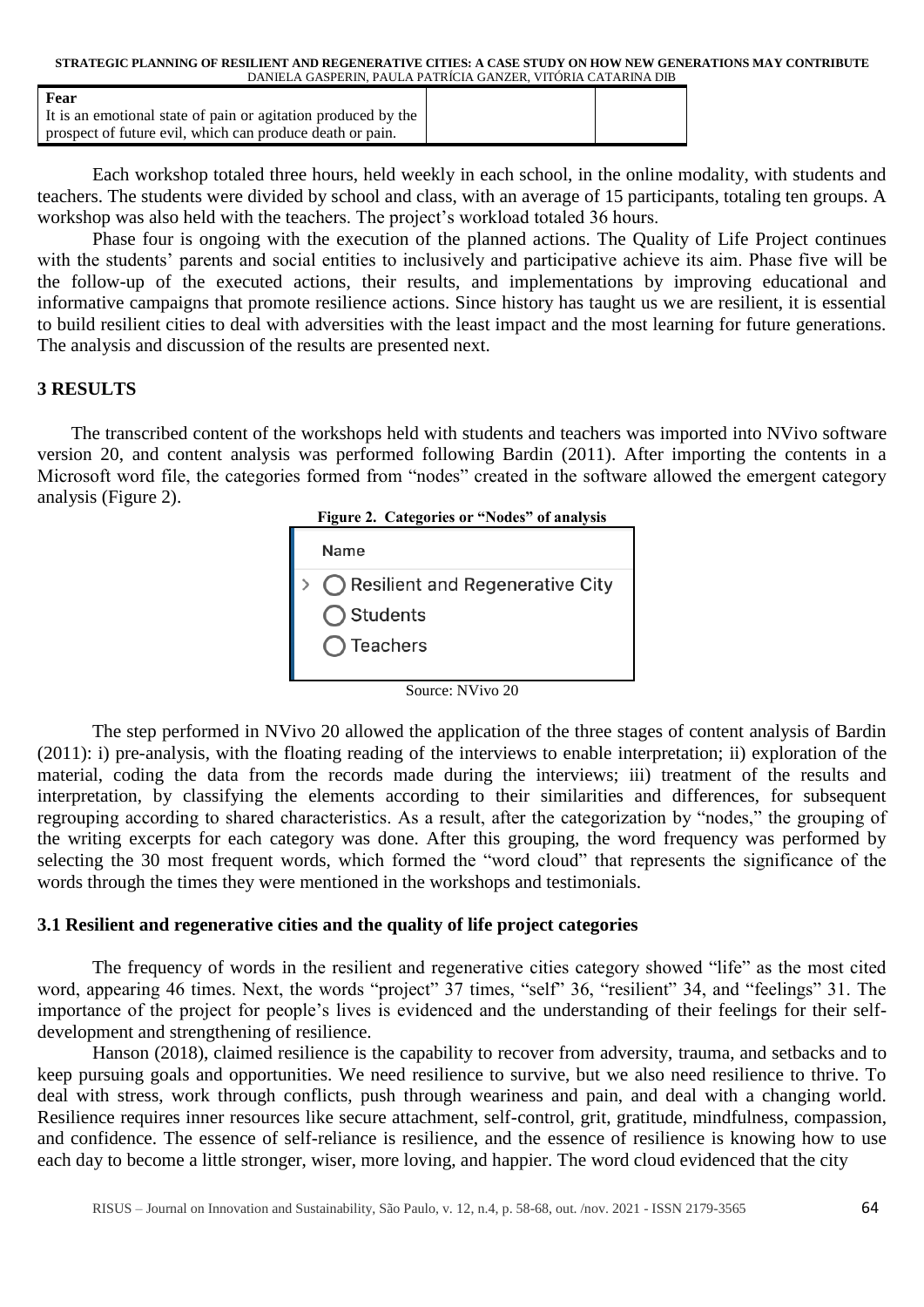| Fear<br>It is an emotional state of pain or agitation produced by the prospect of future evil, which can produce death or pain. | | |
|---|---|---|

Each workshop totaled three hours, held weekly in each school, in the online modality, with students and teachers. The students were divided by school and class, with an average of 15 participants, totaling ten groups. A workshop was also held with the teachers. The project's workload totaled 36 hours.

Phase four is ongoing with the execution of the planned actions. The Quality of Life Project continues with the students' parents and social entities to inclusively and participative achieve its aim. Phase five will be the follow-up of the executed actions, their results, and implementations by improving educational and informative campaigns that promote resilience actions. Since history has taught us we are resilient, it is essential to build resilient cities to deal with adversities with the least impact and the most learning for future generations. The analysis and discussion of the results are presented next.

## 3 RESULTS

The transcribed content of the workshops held with students and teachers was imported into NVivo software version 20, and content analysis was performed following Bardin (2011). After importing the contents in a Microsoft word file, the categories formed from "nodes" created in the software allowed the emergent category analysis (Figure 2).

**Figure 2. Categories or "Nodes" of analysis**

| Name |
|---|
| Resilient and Regenerative City |
| Students |
| Teachers |

Source: NVivo 20

The step performed in NVivo 20 allowed the application of the three stages of content analysis of Bardin (2011): i) pre-analysis, with the floating reading of the interviews to enable interpretation; ii) exploration of the material, coding the data from the records made during the interviews; iii) treatment of the results and interpretation, by classifying the elements according to their similarities and differences, for subsequent regrouping according to shared characteristics. As a result, after the categorization by "nodes," the grouping of the writing excerpts for each category was done. After this grouping, the word frequency was performed by selecting the 30 most frequent words, which formed the "word cloud" that represents the significance of the words through the times they were mentioned in the workshops and testimonials.

### 3.1 Resilient and regenerative cities and the quality of life project categories

The frequency of words in the resilient and regenerative cities category showed "life" as the most cited word, appearing 46 times. Next, the words "project" 37 times, "self" 36, "resilient" 34, and "feelings" 31. The importance of the project for people's lives is evidenced and the understanding of their feelings for their self-development and strengthening of resilience.

Hanson (2018), claimed resilience is the capability to recover from adversity, trauma, and setbacks and to keep pursuing goals and opportunities. We need resilience to survive, but we also need resilience to thrive. To deal with stress, work through conflicts, push through weariness and pain, and deal with a changing world. Resilience requires inner resources like secure attachment, self-control, grit, gratitude, mindfulness, compassion, and confidence. The essence of self-reliance is resilience, and the essence of resilience is knowing how to use each day to become a little stronger, wiser, more loving, and happier. The word cloud evidenced that the city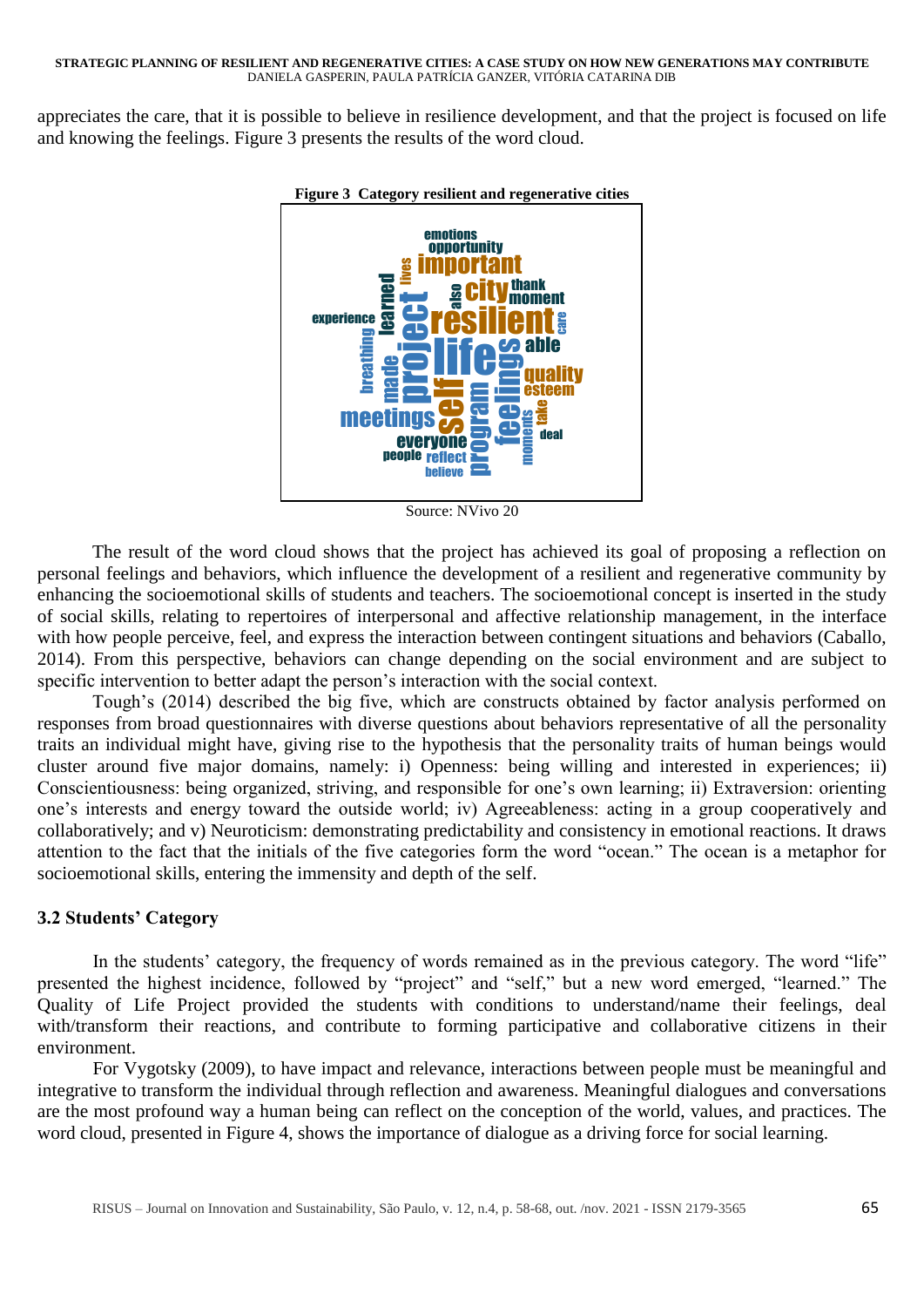appreciates the care, that it is possible to believe in resilience development, and that the project is focused on life and knowing the feelings. Figure 3 presents the results of the word cloud.

**Figure 3 Category resilient and regenerative cities**

Source: NVivo 20

The result of the word cloud shows that the project has achieved its goal of proposing a reflection on personal feelings and behaviors, which influence the development of a resilient and regenerative community by enhancing the socioemotional skills of students and teachers. The socioemotional concept is inserted in the study of social skills, relating to repertoires of interpersonal and affective relationship management, in the interface with how people perceive, feel, and express the interaction between contingent situations and behaviors (Caballo, 2014). From this perspective, behaviors can change depending on the social environment and are subject to specific intervention to better adapt the person's interaction with the social context.

Tough's (2014) described the big five, which are constructs obtained by factor analysis performed on responses from broad questionnaires with diverse questions about behaviors representative of all the personality traits an individual might have, giving rise to the hypothesis that the personality traits of human beings would cluster around five major domains, namely: i) Openness: being willing and interested in experiences; ii) Conscientiousness: being organized, striving, and responsible for one's own learning; ii) Extraversion: orienting one's interests and energy toward the outside world; iv) Agreeableness: acting in a group cooperatively and collaboratively; and v) Neuroticism: demonstrating predictability and consistency in emotional reactions. It draws attention to the fact that the initials of the five categories form the word "ocean." The ocean is a metaphor for socioemotional skills, entering the immensity and depth of the self.

### 3.2 Students' Category

In the students' category, the frequency of words remained as in the previous category. The word "life" presented the highest incidence, followed by "project" and "self," but a new word emerged, "learned." The Quality of Life Project provided the students with conditions to understand/name their feelings, deal with/transform their reactions, and contribute to forming participative and collaborative citizens in their environment.

For Vygotsky (2009), to have impact and relevance, interactions between people must be meaningful and integrative to transform the individual through reflection and awareness. Meaningful dialogues and conversations are the most profound way a human being can reflect on the conception of the world, values, and practices. The word cloud, presented in Figure 4, shows the importance of dialogue as a driving force for social learning.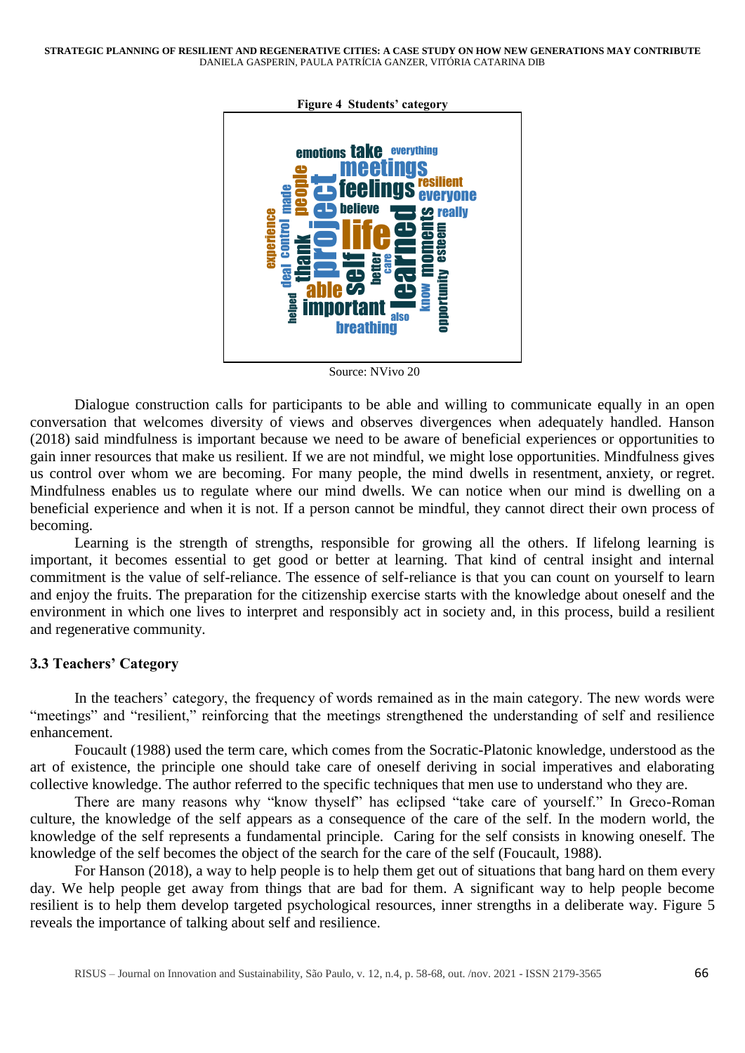**Figure 4 Students' category**

Source: NVivo 20

Dialogue construction calls for participants to be able and willing to communicate equally in an open conversation that welcomes diversity of views and observes divergences when adequately handled. Hanson (2018) said mindfulness is important because we need to be aware of beneficial experiences or opportunities to gain inner resources that make us resilient. If we are not mindful, we might lose opportunities. Mindfulness gives us control over whom we are becoming. For many people, the mind dwells in resentment, anxiety, or regret. Mindfulness enables us to regulate where our mind dwells. We can notice when our mind is dwelling on a beneficial experience and when it is not. If a person cannot be mindful, they cannot direct their own process of becoming.

Learning is the strength of strengths, responsible for growing all the others. If lifelong learning is important, it becomes essential to get good or better at learning. That kind of central insight and internal commitment is the value of self-reliance. The essence of self-reliance is that you can count on yourself to learn and enjoy the fruits. The preparation for the citizenship exercise starts with the knowledge about oneself and the environment in which one lives to interpret and responsibly act in society and, in this process, build a resilient and regenerative community.

### 3.3 Teachers' Category

In the teachers' category, the frequency of words remained as in the main category. The new words were "meetings" and "resilient," reinforcing that the meetings strengthened the understanding of self and resilience enhancement.

Foucault (1988) used the term care, which comes from the Socratic-Platonic knowledge, understood as the art of existence, the principle one should take care of oneself deriving in social imperatives and elaborating collective knowledge. The author referred to the specific techniques that men use to understand who they are.

There are many reasons why "know thyself" has eclipsed "take care of yourself." In Greco-Roman culture, the knowledge of the self appears as a consequence of the care of the self. In the modern world, the knowledge of the self represents a fundamental principle. Caring for the self consists in knowing oneself. The knowledge of the self becomes the object of the search for the care of the self (Foucault, 1988).

For Hanson (2018), a way to help people is to help them get out of situations that bang hard on them every day. We help people get away from things that are bad for them. A significant way to help people become resilient is to help them develop targeted psychological resources, inner strengths in a deliberate way. Figure 5 reveals the importance of talking about self and resilience.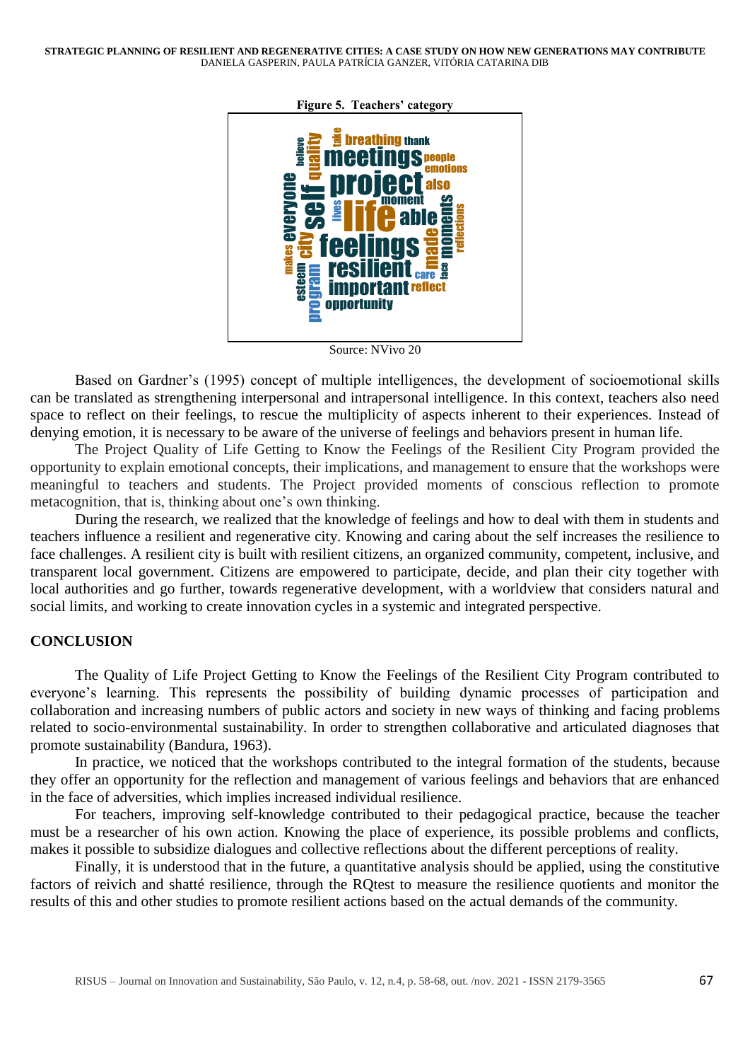**Figure 5. Teachers' category**

Source: NVivo 20

Based on Gardner's (1995) concept of multiple intelligences, the development of socioemotional skills can be translated as strengthening interpersonal and intrapersonal intelligence. In this context, teachers also need space to reflect on their feelings, to rescue the multiplicity of aspects inherent to their experiences. Instead of denying emotion, it is necessary to be aware of the universe of feelings and behaviors present in human life.

The Project Quality of Life Getting to Know the Feelings of the Resilient City Program provided the opportunity to explain emotional concepts, their implications, and management to ensure that the workshops were meaningful to teachers and students. The Project provided moments of conscious reflection to promote metacognition, that is, thinking about one's own thinking.

During the research, we realized that the knowledge of feelings and how to deal with them in students and teachers influence a resilient and regenerative city. Knowing and caring about the self increases the resilience to face challenges. A resilient city is built with resilient citizens, an organized community, competent, inclusive, and transparent local government. Citizens are empowered to participate, decide, and plan their city together with local authorities and go further, towards regenerative development, with a worldview that considers natural and social limits, and working to create innovation cycles in a systemic and integrated perspective.

## CONCLUSION

The Quality of Life Project Getting to Know the Feelings of the Resilient City Program contributed to everyone's learning. This represents the possibility of building dynamic processes of participation and collaboration and increasing numbers of public actors and society in new ways of thinking and facing problems related to socio-environmental sustainability. In order to strengthen collaborative and articulated diagnoses that promote sustainability (Bandura, 1963).

In practice, we noticed that the workshops contributed to the integral formation of the students, because they offer an opportunity for the reflection and management of various feelings and behaviors that are enhanced in the face of adversities, which implies increased individual resilience.

For teachers, improving self-knowledge contributed to their pedagogical practice, because the teacher must be a researcher of his own action. Knowing the place of experience, its possible problems and conflicts, makes it possible to subsidize dialogues and collective reflections about the different perceptions of reality.

Finally, it is understood that in the future, a quantitative analysis should be applied, using the constitutive factors of reivich and shatté resilience, through the RQtest to measure the resilience quotients and monitor the results of this and other studies to promote resilient actions based on the actual demands of the community.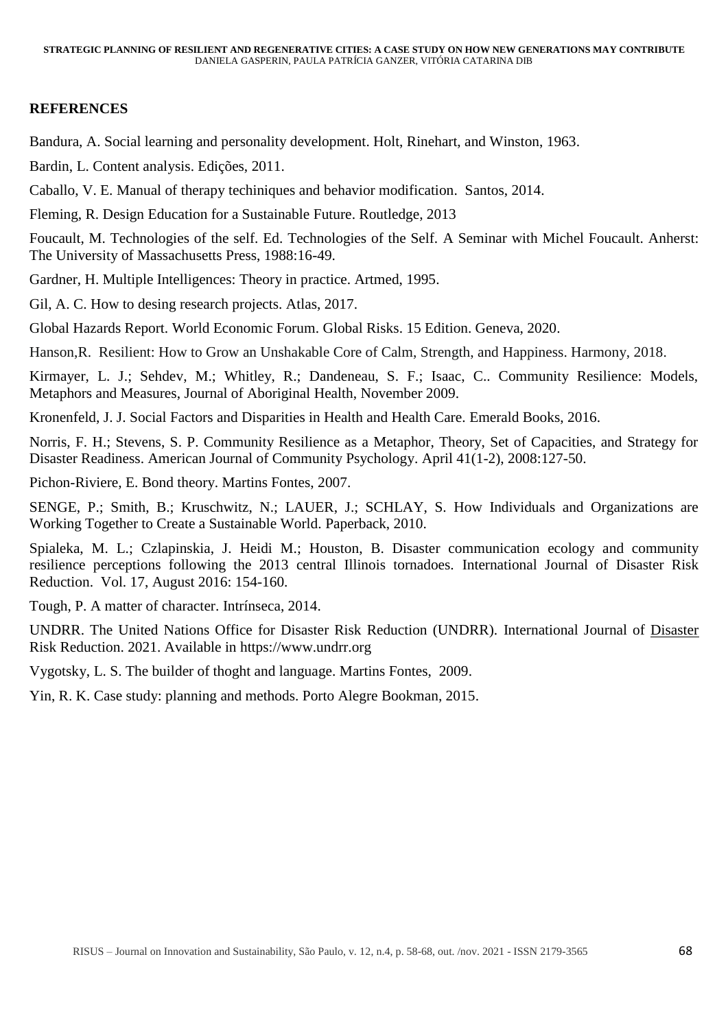## REFERENCES

Bandura, A. Social learning and personality development. Holt, Rinehart, and Winston, 1963.

Bardin, L. Content analysis. Edições, 2011.

Caballo, V. E. Manual of therapy techiniques and behavior modification. Santos, 2014.

Fleming, R. Design Education for a Sustainable Future. Routledge, 2013

Foucault, M. Technologies of the self. Ed. Technologies of the Self. A Seminar with Michel Foucault. Anherst: The University of Massachusetts Press, 1988:16-49.

Gardner, H. Multiple Intelligences: Theory in practice. Artmed, 1995.

Gil, A. C. How to desing research projects. Atlas, 2017.

Global Hazards Report. World Economic Forum. Global Risks. 15 Edition. Geneva, 2020.

Hanson,R. Resilient: How to Grow an Unshakable Core of Calm, Strength, and Happiness. Harmony, 2018.

Kirmayer, L. J.; Sehdev, M.; Whitley, R.; Dandeneau, S. F.; Isaac, C.. Community Resilience: Models, Metaphors and Measures, Journal of Aboriginal Health, November 2009.

Kronenfeld, J. J. Social Factors and Disparities in Health and Health Care. Emerald Books, 2016.

Norris, F. H.; Stevens, S. P. Community Resilience as a Metaphor, Theory, Set of Capacities, and Strategy for Disaster Readiness. American Journal of Community Psychology. April 41(1-2), 2008:127-50.

Pichon-Riviere, E. Bond theory. Martins Fontes, 2007.

SENGE, P.; Smith, B.; Kruschwitz, N.; LAUER, J.; SCHLAY, S. How Individuals and Organizations are Working Together to Create a Sustainable World. Paperback, 2010.

Spialeka, M. L.; Czlapinskia, J. Heidi M.; Houston, B. Disaster communication ecology and community resilience perceptions following the 2013 central Illinois tornadoes. International Journal of Disaster Risk Reduction. Vol. 17, August 2016: 154-160.

Tough, P. A matter of character. Intrínseca, 2014.

UNDRR. The United Nations Office for Disaster Risk Reduction (UNDRR). International Journal of Disaster Risk Reduction. 2021. Available in https://www.undrr.org

Vygotsky, L. S. The builder of thoght and language. Martins Fontes, 2009.

Yin, R. K. Case study: planning and methods. Porto Alegre Bookman, 2015.